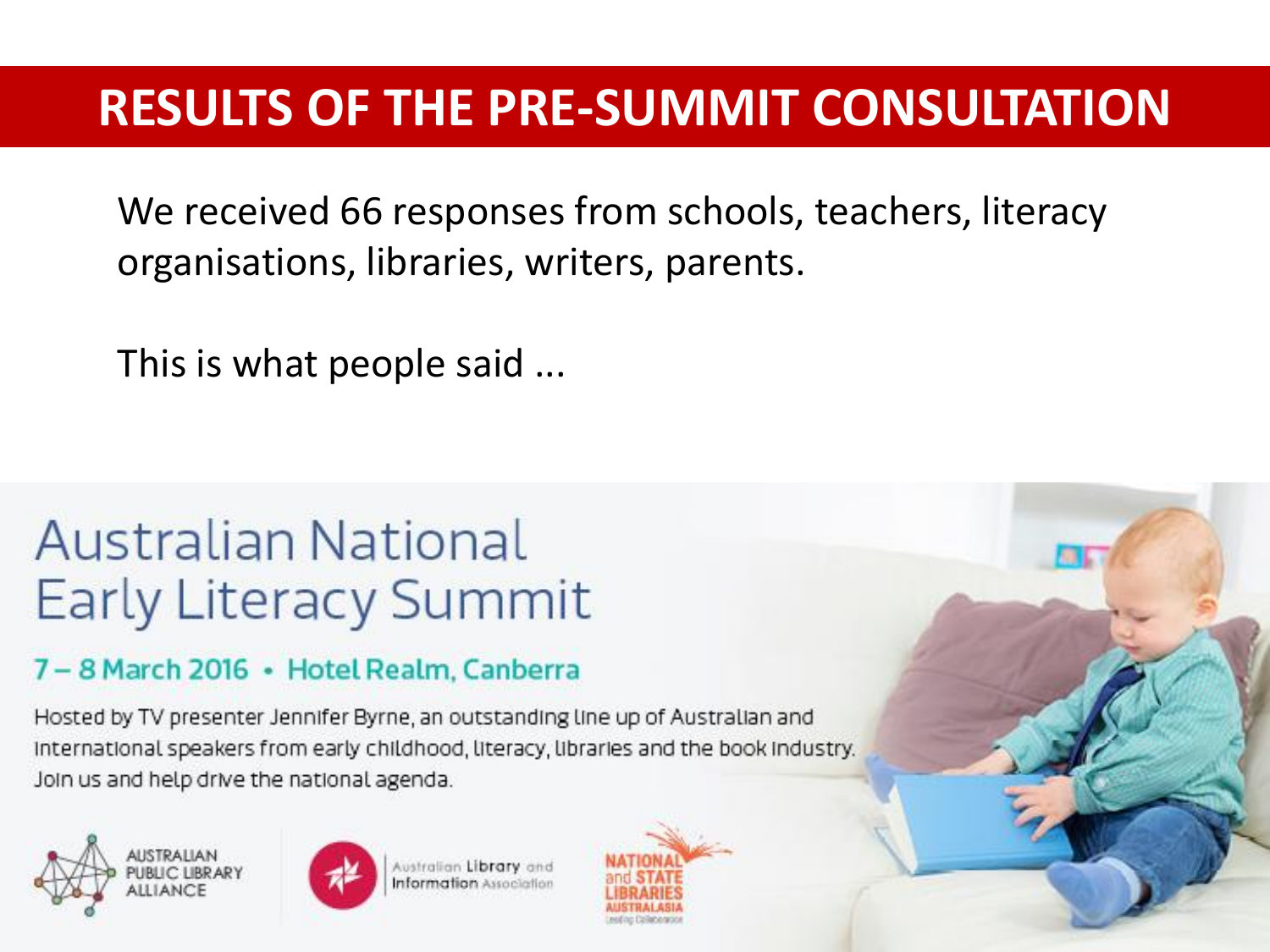# RESULTS OF THE PRE-SUMMIT CONSULTATION

We received 66 responses from schools, teachers, literacy organisations, libraries, writers, parents.

This is what people said ...

## Australian National Early Literacy Summit

**7 – 8 March 2016 • Hotel Realm, Canberra**

Hosted by TV presenter Jennifer Byrne, an outstanding line up of Australian and international speakers from early childhood, literacy, libraries and the book industry. Join us and help drive the national agenda.

AUSTRALIAN PUBLIC LIBRARY ALLIANCE

Australian Library and Information Association

NATIONAL and STATE LIBRARIES AUSTRALASIA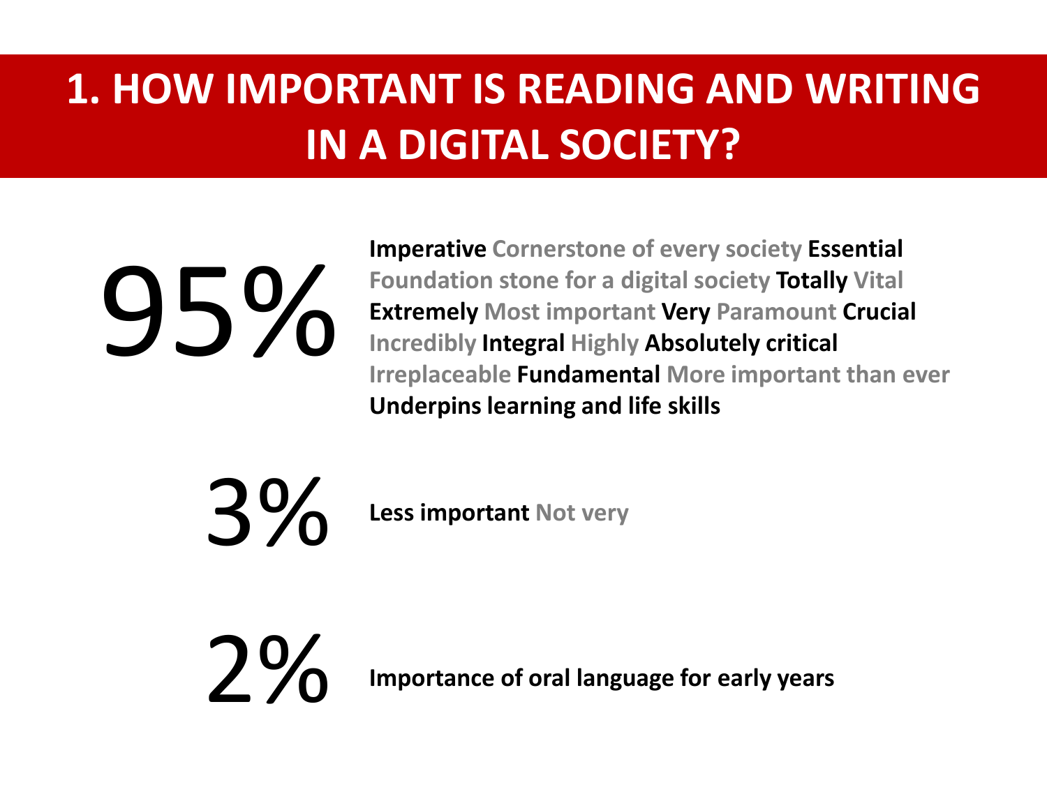# 1. HOW IMPORTANT IS READING AND WRITING IN A DIGITAL SOCIETY?

**95%**

**Imperative** Cornerstone of every society **Essential** Foundation stone for a digital society **Totally** Vital **Extremely** Most important **Very** Paramount **Crucial** Incredibly **Integral** Highly **Absolutely critical** Irreplaceable **Fundamental** More important than ever **Underpins learning and life skills**

**3%**

**Less important** Not very

**2%**

**Importance of oral language for early years**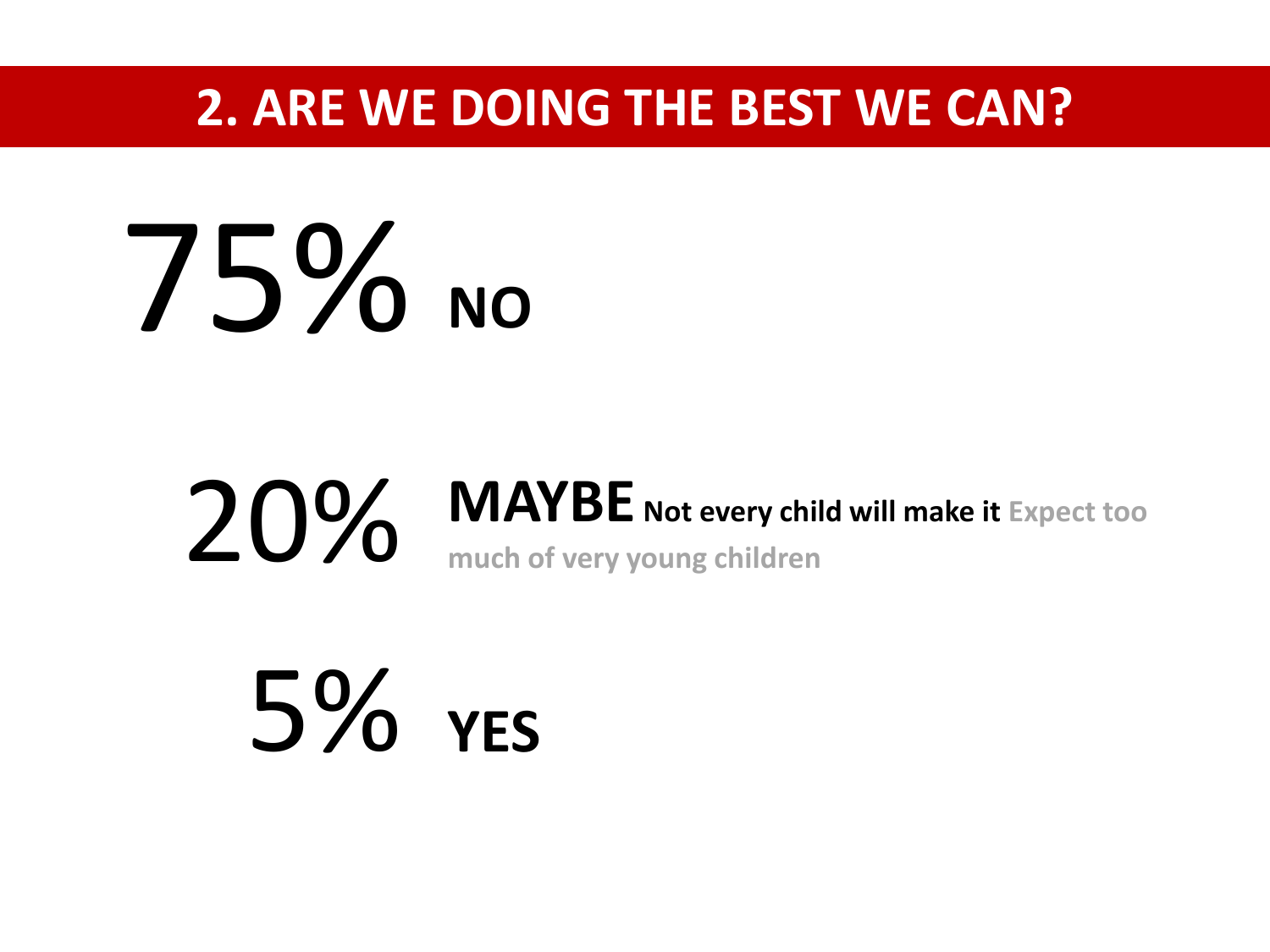# 2. ARE WE DOING THE BEST WE CAN?

75% **NO**

20% **MAYBE** **Not every child will make it** **Expect too much of very young children**

5% **YES**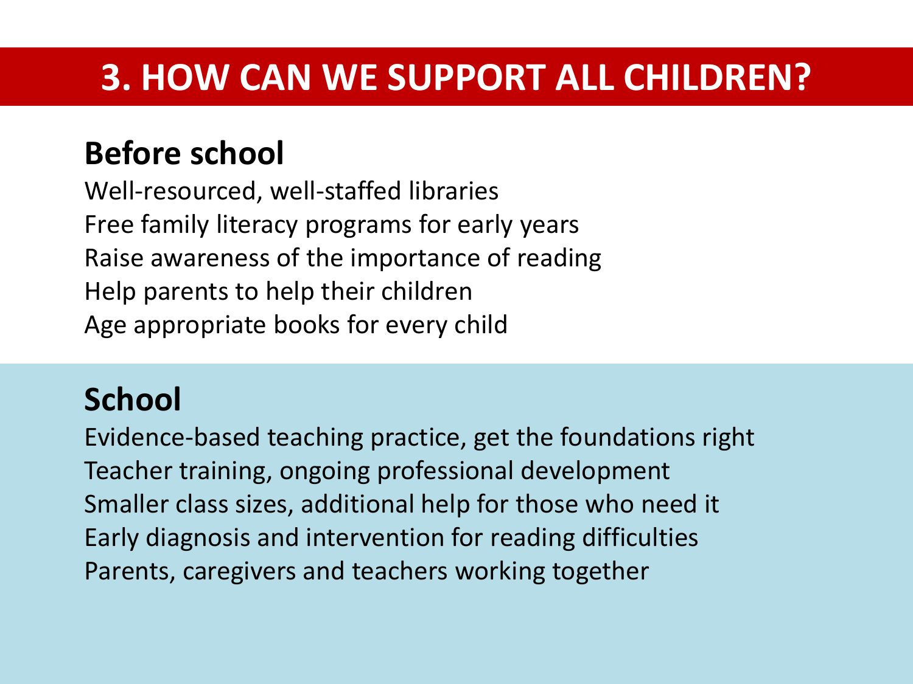# 3. HOW CAN WE SUPPORT ALL CHILDREN?

## Before school

Well-resourced, well-staffed libraries
Free family literacy programs for early years
Raise awareness of the importance of reading
Help parents to help their children
Age appropriate books for every child

## School

Evidence-based teaching practice, get the foundations right
Teacher training, ongoing professional development
Smaller class sizes, additional help for those who need it
Early diagnosis and intervention for reading difficulties
Parents, caregivers and teachers working together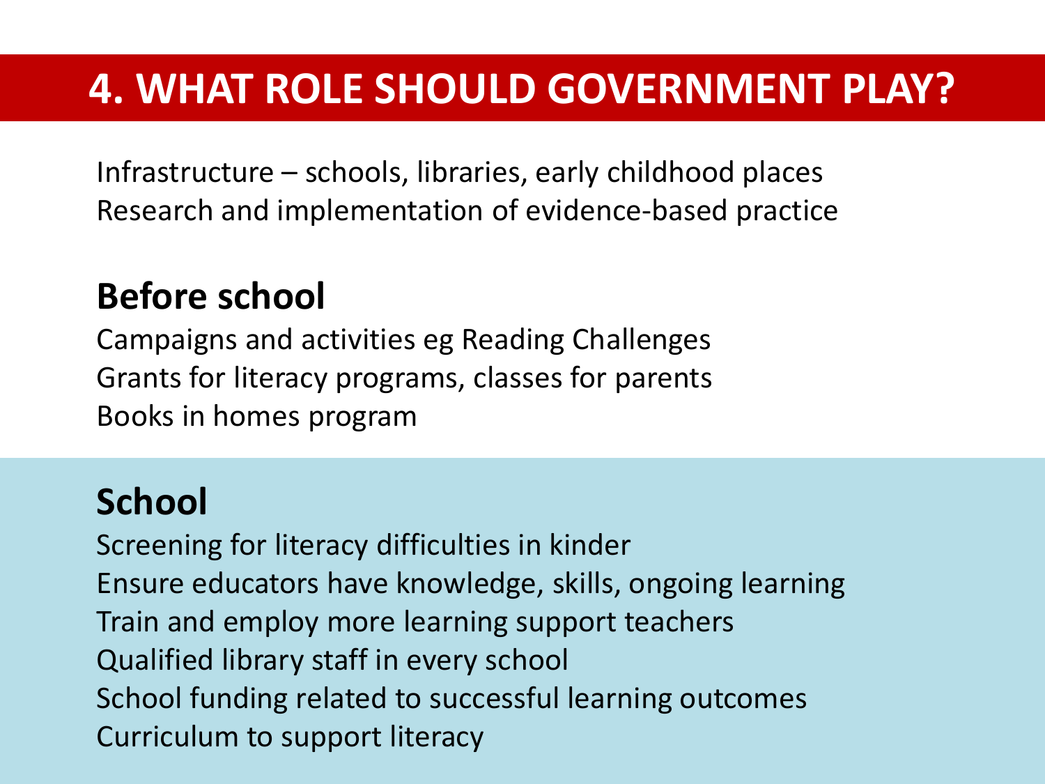# 4. WHAT ROLE SHOULD GOVERNMENT PLAY?

Infrastructure – schools, libraries, early childhood places
Research and implementation of evidence-based practice

## Before school

Campaigns and activities eg Reading Challenges
Grants for literacy programs, classes for parents
Books in homes program

## School

Screening for literacy difficulties in kinder
Ensure educators have knowledge, skills, ongoing learning
Train and employ more learning support teachers
Qualified library staff in every school
School funding related to successful learning outcomes
Curriculum to support literacy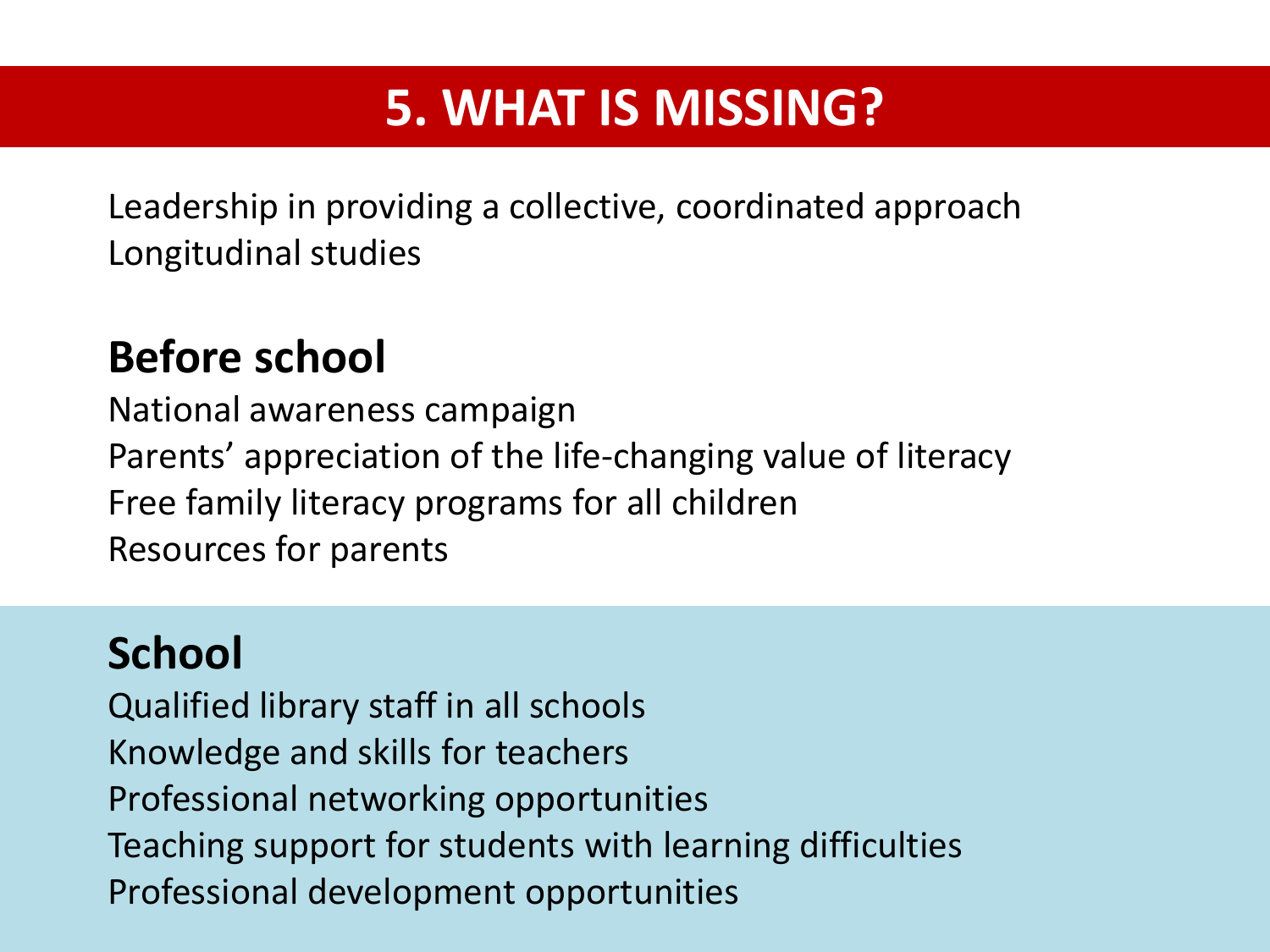# 5. WHAT IS MISSING?

Leadership in providing a collective, coordinated approach
Longitudinal studies

## Before school

National awareness campaign
Parents' appreciation of the life-changing value of literacy
Free family literacy programs for all children
Resources for parents

## School

Qualified library staff in all schools
Knowledge and skills for teachers
Professional networking opportunities
Teaching support for students with learning difficulties
Professional development opportunities